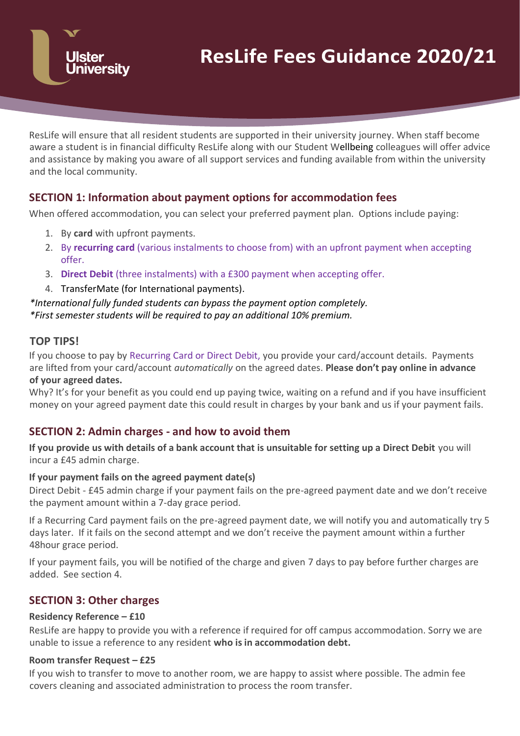# ResLife Fees Guidance 2020/21

ResLife will ensure that all resident students are supported in their university journey. When staff become aware a student is in financial difficulty ResLife along with our Student Wellbeing colleagues will offer advice and assistance by making you aware of all support services and funding available from within the university and the local community.

## SECTION 1: Information about payment options for accommodation fees

When offered accommodation, you can select your preferred payment plan. Options include paying:

1. By **card** with upfront payments.
2. By **recurring card** (various instalments to choose from) with an upfront payment when accepting offer.
3. **Direct Debit** (three instalments) with a £300 payment when accepting offer.
4. TransferMate (for International payments).

*\*International fully funded students can bypass the payment option completely.*
*\*First semester students will be required to pay an additional 10% premium.*

### TOP TIPS!

If you choose to pay by Recurring Card or Direct Debit, you provide your card/account details. Payments are lifted from your card/account *automatically* on the agreed dates. **Please don't pay online in advance of your agreed dates.**

Why? It's for your benefit as you could end up paying twice, waiting on a refund and if you have insufficient money on your agreed payment date this could result in charges by your bank and us if your payment fails.

## SECTION 2: Admin charges - and how to avoid them

**If you provide us with details of a bank account that is unsuitable for setting up a Direct Debit** you will incur a £45 admin charge.

**If your payment fails on the agreed payment date(s)**

Direct Debit - £45 admin charge if your payment fails on the pre-agreed payment date and we don't receive the payment amount within a 7-day grace period.

If a Recurring Card payment fails on the pre-agreed payment date, we will notify you and automatically try 5 days later. If it fails on the second attempt and we don't receive the payment amount within a further 48hour grace period.

If your payment fails, you will be notified of the charge and given 7 days to pay before further charges are added. See section 4.

## SECTION 3: Other charges

**Residency Reference – £10**

ResLife are happy to provide you with a reference if required for off campus accommodation. Sorry we are unable to issue a reference to any resident **who is in accommodation debt.**

**Room transfer Request – £25**

If you wish to transfer to move to another room, we are happy to assist where possible. The admin fee covers cleaning and associated administration to process the room transfer.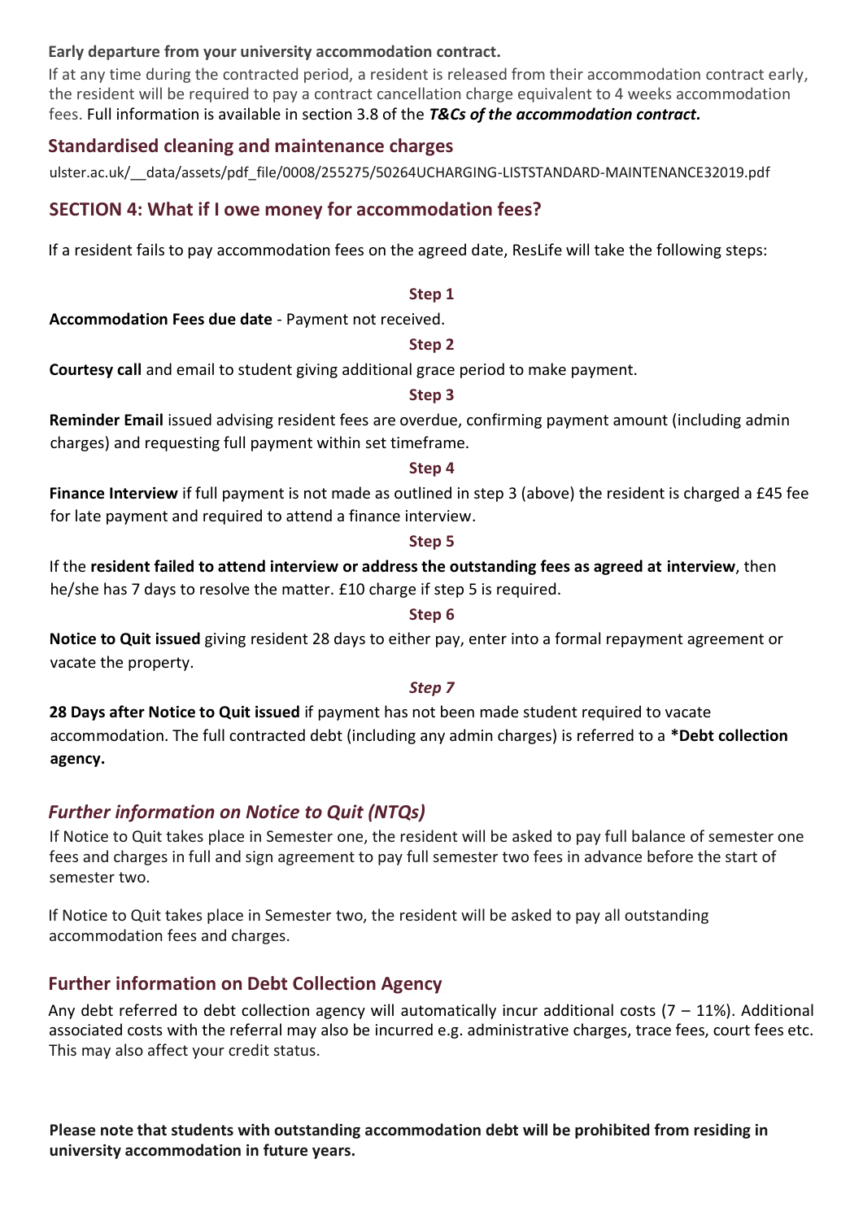**Early departure from your university accommodation contract.**

If at any time during the contracted period, a resident is released from their accommodation contract early, the resident will be required to pay a contract cancellation charge equivalent to 4 weeks accommodation fees. Full information is available in section 3.8 of the ***T&Cs of the accommodation contract.***

## Standardised cleaning and maintenance charges

ulster.ac.uk/__data/assets/pdf_file/0008/255275/50264UCHARGING-LISTSTANDARD-MAINTENANCE32019.pdf

## SECTION 4: What if I owe money for accommodation fees?

If a resident fails to pay accommodation fees on the agreed date, ResLife will take the following steps:

**Step 1**

**Accommodation Fees due date** - Payment not received.

**Step 2**

**Courtesy call** and email to student giving additional grace period to make payment.

**Step 3**

**Reminder Email** issued advising resident fees are overdue, confirming payment amount (including admin charges) and requesting full payment within set timeframe.

**Step 4**

**Finance Interview** if full payment is not made as outlined in step 3 (above) the resident is charged a £45 fee for late payment and required to attend a finance interview.

**Step 5**

If the **resident failed to attend interview or address the outstanding fees as agreed at interview**, then he/she has 7 days to resolve the matter. £10 charge if step 5 is required.

**Step 6**

**Notice to Quit issued** giving resident 28 days to either pay, enter into a formal repayment agreement or vacate the property.

***Step 7***

**28 Days after Notice to Quit issued** if payment has not been made student required to vacate accommodation. The full contracted debt (including any admin charges) is referred to a **\*Debt collection agency.**

## *Further information on Notice to Quit (NTQs)*

If Notice to Quit takes place in Semester one, the resident will be asked to pay full balance of semester one fees and charges in full and sign agreement to pay full semester two fees in advance before the start of semester two.

If Notice to Quit takes place in Semester two, the resident will be asked to pay all outstanding accommodation fees and charges.

## Further information on Debt Collection Agency

Any debt referred to debt collection agency will automatically incur additional costs (7 – 11%). Additional associated costs with the referral may also be incurred e.g. administrative charges, trace fees, court fees etc. This may also affect your credit status.

**Please note that students with outstanding accommodation debt will be prohibited from residing in university accommodation in future years.**